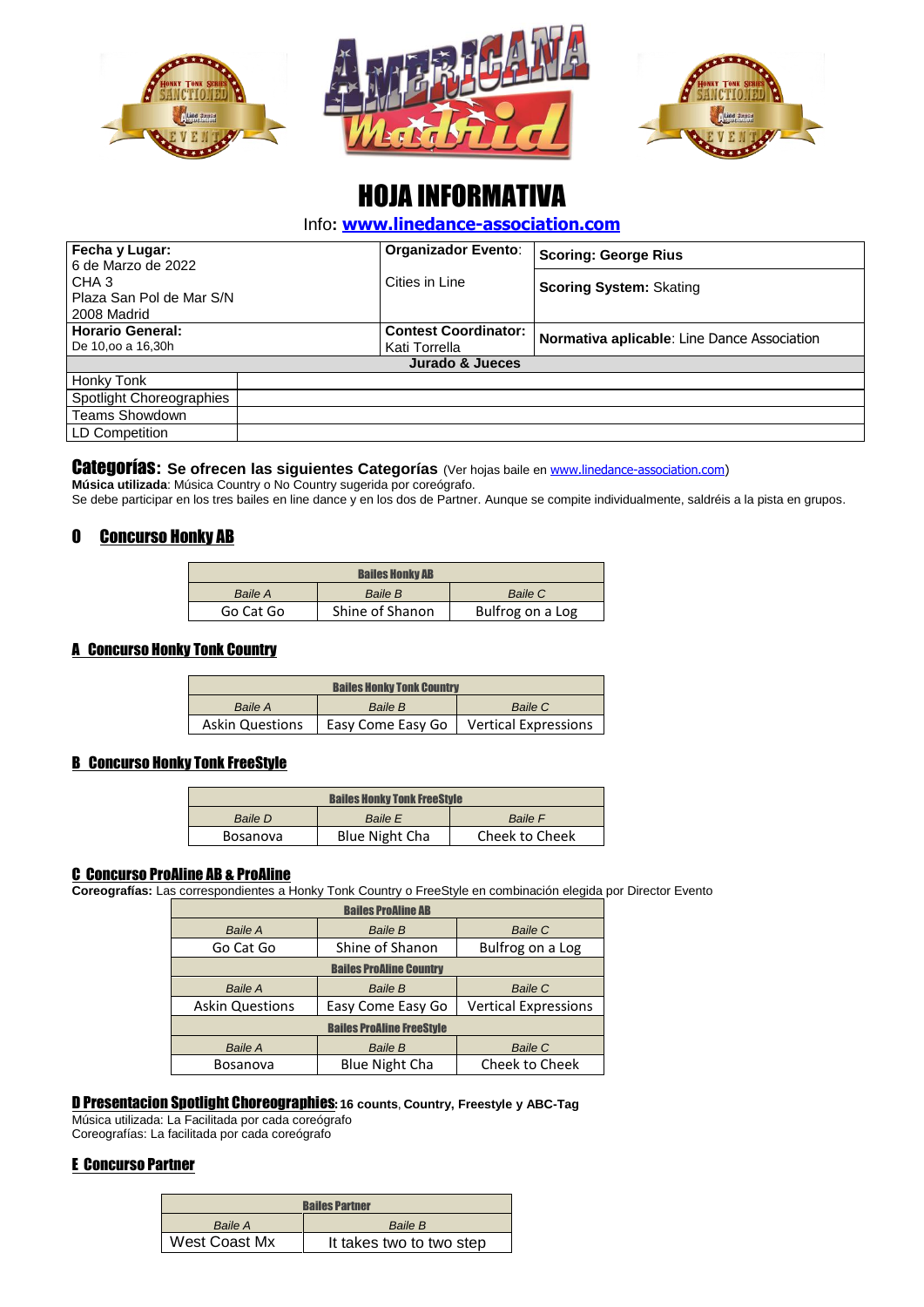# HOJA INFORMATIVA

Info: **www.linedance-association.com**

| | | |
|---|---|---|
| **Fecha y Lugar:**<br>6 de Marzo de 2022<br>CHA 3<br>Plaza San Pol de Mar S/N<br>2008 Madrid | **Organizador Evento**:<br><br>Cities in Line | **Scoring: George Rius**<br><br>**Scoring System:** Skating |
| **Horario General:**<br>De 10,oo a 16,30h | **Contest Coordinator:**<br>Kati Torrella | **Normativa aplicable**: Line Dance Association |

| **Jurado & Jueces** | |
|---|---|
| Honky Tonk | |
| Spotlight Choreographies | |
| Teams Showdown | |
| LD Competition | |

## Categorías: Se ofrecen las siguientes Categorías (Ver hojas baile en www.linedance-association.com)

**Música utilizada**: Música Country o No Country sugerida por coreógrafo.

Se debe participar en los tres bailes en line dance y en los dos de Partner. Aunque se compite individualmente, saldréis a la pista en grupos.

### 0 Concurso Honky AB

| **Bailes Honky AB** | | |
|---|---|---|
| *Baile A* | *Baile B* | *Baile C* |
| Go Cat Go | Shine of Shanon | Bulfrog on a Log |

### A Concurso Honky Tonk Country

| **Bailes Honky Tonk Country** | | |
|---|---|---|
| *Baile A* | *Baile B* | *Baile C* |
| Askin Questions | Easy Come Easy Go | Vertical Expressions |

### B Concurso Honky Tonk FreeStyle

| **Bailes Honky Tonk FreeStyle** | | |
|---|---|---|
| *Baile D* | *Baile E* | *Baile F* |
| Bosanova | Blue Night Cha | Cheek to Cheek |

### C Concurso ProAline AB & ProAline

**Coreografías:** Las correspondientes a Honky Tonk Country o FreeStyle en combinación elegida por Director Evento

| **Bailes ProAline AB** | | |
|---|---|---|
| *Baile A* | *Baile B* | *Baile C* |
| Go Cat Go | Shine of Shanon | Bulfrog on a Log |
| **Bailes ProAline Country** | | |
| *Baile A* | *Baile B* | *Baile C* |
| Askin Questions | Easy Come Easy Go | Vertical Expressions |
| **Bailes ProAline FreeStyle** | | |
| *Baile A* | *Baile B* | *Baile C* |
| Bosanova | Blue Night Cha | Cheek to Cheek |

### D Presentacion Spotlight Choreographies: 16 counts, Country, Freestyle y ABC-Tag

Música utilizada: La Facilitada por cada coreógrafo

Coreografías: La facilitada por cada coreógrafo

### E Concurso Partner

| **Bailes Partner** | |
|---|---|
| *Baile A* | *Baile B* |
| West Coast Mx | It takes two to two step |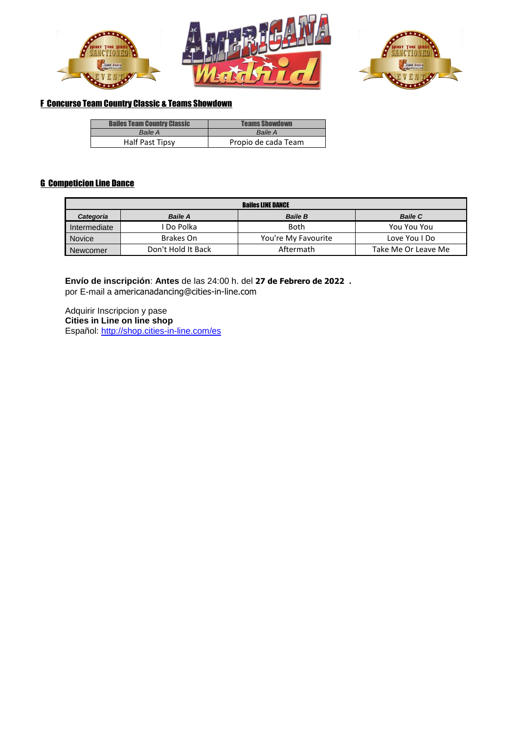## F Concurso Team Country Classic & Teams Showdown

| Bailes Team Country Classic | Teams Showdown |
|---|---|
| *Baile A* | *Baile A* |
| Half Past Tipsy | Propio de cada Team |

## G Competicion Line Dance

| Bailes LINE DANCE | | | |
|---|---|---|---|
| ***Categoria*** | ***Baile A*** | ***Baile B*** | ***Baile C*** |
| Intermediate | I Do Polka | Both | You You You |
| Novice | Brakes On | You're My Favourite | Love You I Do |
| Newcomer | Don't Hold It Back | Aftermath | Take Me Or Leave Me |

**Envío de inscripción**: **Antes** de las 24:00 h. del **27 de Febrero de 2022 .**
por E-mail a americanadancing@cities-in-line.com

Adquirir Inscripcion y pase
**Cities in Line on line shop**
Español: http://shop.cities-in-line.com/es